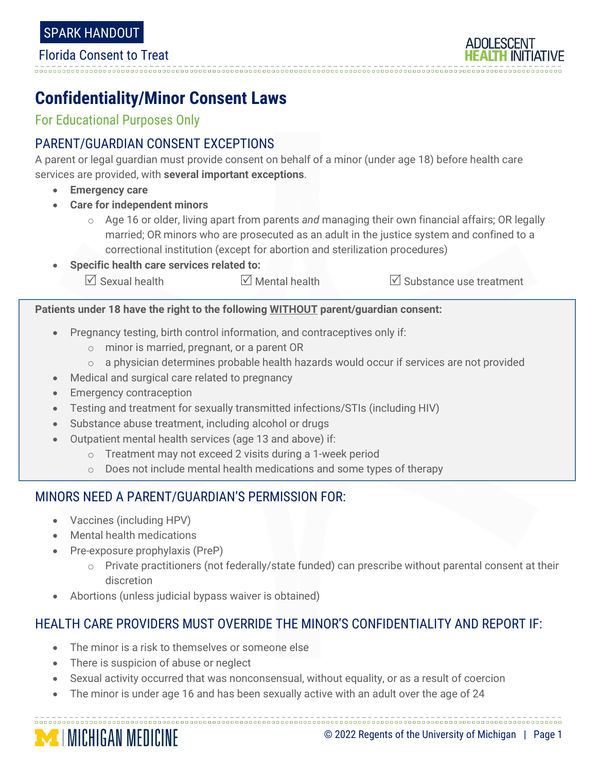SPARK HANDOUT

Florida Consent to Treat

# Confidentiality/Minor Consent Laws

For Educational Purposes Only

## PARENT/GUARDIAN CONSENT EXCEPTIONS

A parent or legal guardian must provide consent on behalf of a minor (under age 18) before health care services are provided, with **several important exceptions**.

- **Emergency care**
- **Care for independent minors**
  - Age 16 or older, living apart from parents *and* managing their own financial affairs; OR legally married; OR minors who are prosecuted as an adult in the justice system and confined to a correctional institution (except for abortion and sterilization procedures)
- **Specific health care services related to:**
  - ☑ Sexual health
  - ☑ Mental health
  - ☑ Substance use treatment

**Patients under 18 have the right to the following WITHOUT parent/guardian consent:**

- Pregnancy testing, birth control information, and contraceptives only if:
  - minor is married, pregnant, or a parent OR
  - a physician determines probable health hazards would occur if services are not provided
- Medical and surgical care related to pregnancy
- Emergency contraception
- Testing and treatment for sexually transmitted infections/STIs (including HIV)
- Substance abuse treatment, including alcohol or drugs
- Outpatient mental health services (age 13 and above) if:
  - Treatment may not exceed 2 visits during a 1-week period
  - Does not include mental health medications and some types of therapy

## MINORS NEED A PARENT/GUARDIAN'S PERMISSION FOR:

- Vaccines (including HPV)
- Mental health medications
- Pre-exposure prophylaxis (PreP)
  - Private practitioners (not federally/state funded) can prescribe without parental consent at their discretion
- Abortions (unless judicial bypass waiver is obtained)

## HEALTH CARE PROVIDERS MUST OVERRIDE THE MINOR'S CONFIDENTIALITY AND REPORT IF:

- The minor is a risk to themselves or someone else
- There is suspicion of abuse or neglect
- Sexual activity occurred that was nonconsensual, without equality, or as a result of coercion
- The minor is under age 16 and has been sexually active with an adult over the age of 24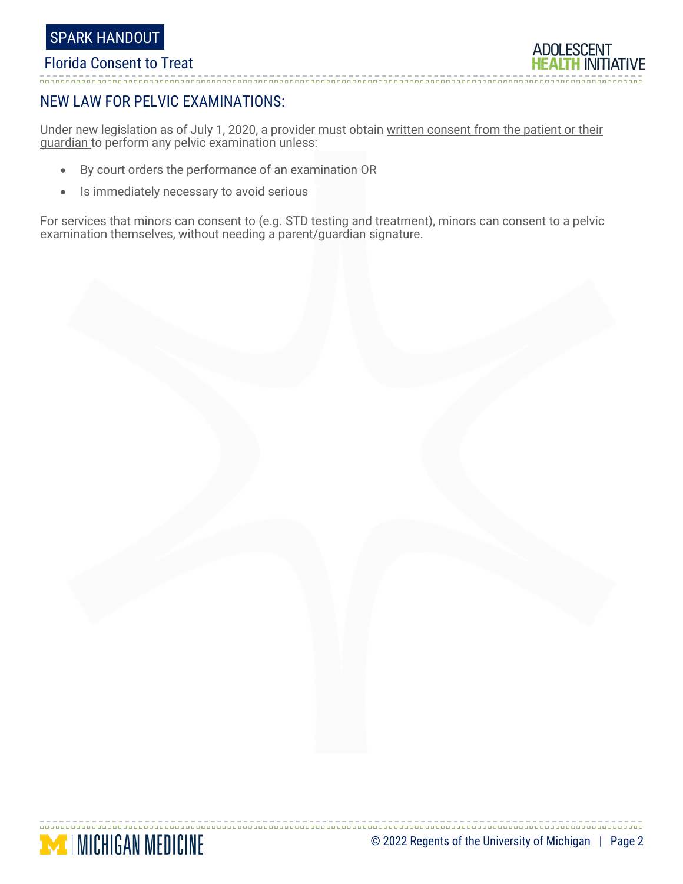## NEW LAW FOR PELVIC EXAMINATIONS:

Under new legislation as of July 1, 2020, a provider must obtain written consent from the patient or their guardian to perform any pelvic examination unless:

- By court orders the performance of an examination OR
- Is immediately necessary to avoid serious

For services that minors can consent to (e.g. STD testing and treatment), minors can consent to a pelvic examination themselves, without needing a parent/guardian signature.